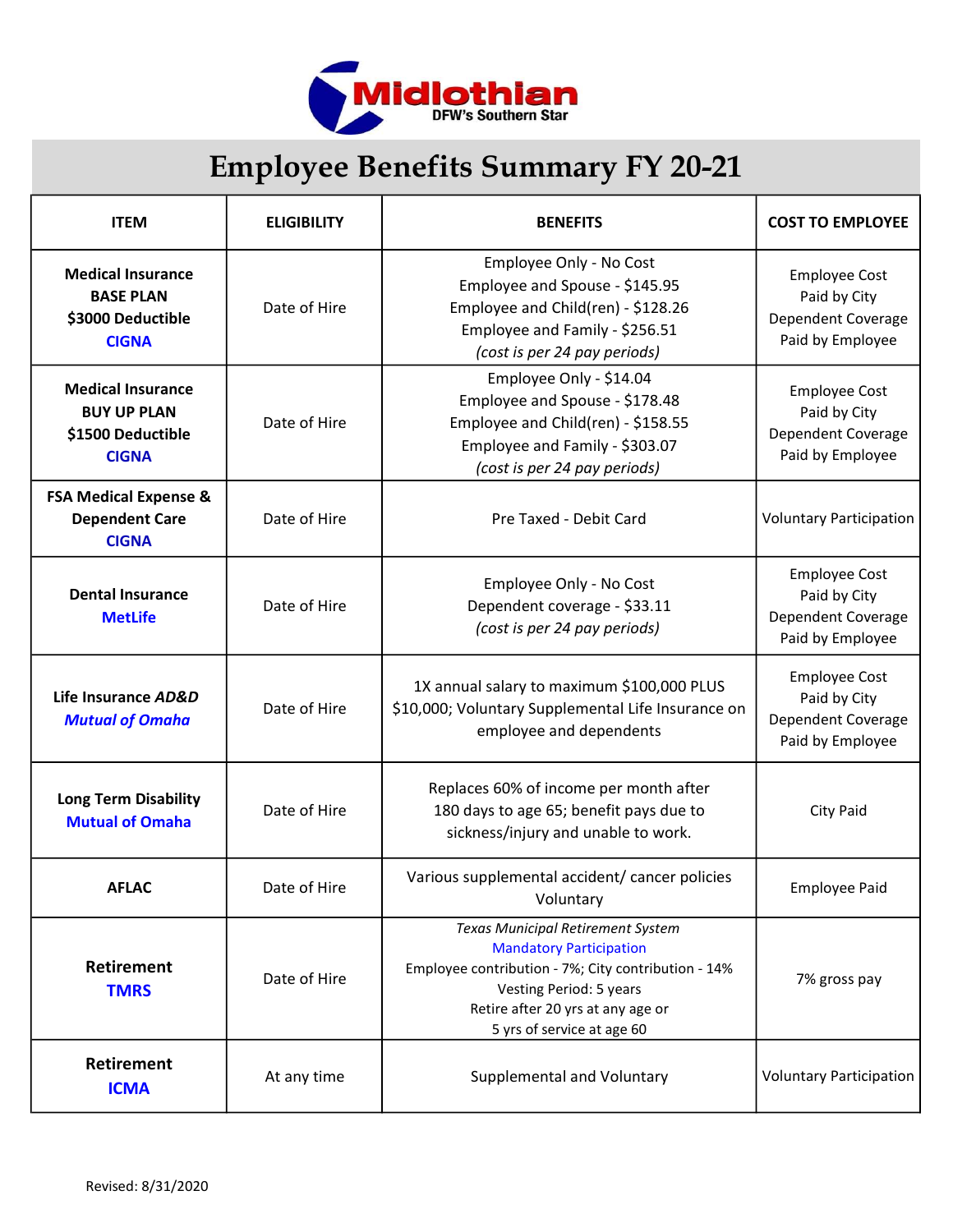Midlothian
DFW's Southern Star

# Employee Benefits Summary FY 20-21

| ITEM | ELIGIBILITY | BENEFITS | COST TO EMPLOYEE |
|---|---|---|---|
| **Medical Insurance BASE PLAN $3000 Deductible CIGNA** | Date of Hire | Employee Only - No Cost<br>Employee and Spouse - $145.95<br>Employee and Child(ren) - $128.26<br>Employee and Family - $256.51<br>*(cost is per 24 pay periods)* | Employee Cost Paid by City<br>Dependent Coverage Paid by Employee |
| **Medical Insurance BUY UP PLAN $1500 Deductible CIGNA** | Date of Hire | Employee Only - $14.04<br>Employee and Spouse - $178.48<br>Employee and Child(ren) - $158.55<br>Employee and Family - $303.07<br>*(cost is per 24 pay periods)* | Employee Cost Paid by City<br>Dependent Coverage Paid by Employee |
| **FSA Medical Expense & Dependent Care CIGNA** | Date of Hire | Pre Taxed - Debit Card | Voluntary Participation |
| **Dental Insurance MetLife** | Date of Hire | Employee Only - No Cost<br>Dependent coverage - $33.11<br>*(cost is per 24 pay periods)* | Employee Cost Paid by City<br>Dependent Coverage Paid by Employee |
| **Life Insurance *AD&D* *Mutual of Omaha*** | Date of Hire | 1X annual salary to maximum $100,000 PLUS $10,000; Voluntary Supplemental Life Insurance on employee and dependents | Employee Cost Paid by City<br>Dependent Coverage Paid by Employee |
| **Long Term Disability Mutual of Omaha** | Date of Hire | Replaces 60% of income per month after 180 days to age 65; benefit pays due to sickness/injury and unable to work. | City Paid |
| **AFLAC** | Date of Hire | Various supplemental accident/ cancer policies Voluntary | Employee Paid |
| **Retirement TMRS** | Date of Hire | *Texas Municipal Retirement System*<br>Mandatory Participation<br>Employee contribution - 7%; City contribution - 14%<br>Vesting Period: 5 years<br>Retire after 20 yrs at any age or<br>5 yrs of service at age 60 | 7% gross pay |
| **Retirement ICMA** | At any time | Supplemental and Voluntary | Voluntary Participation |

Revised: 8/31/2020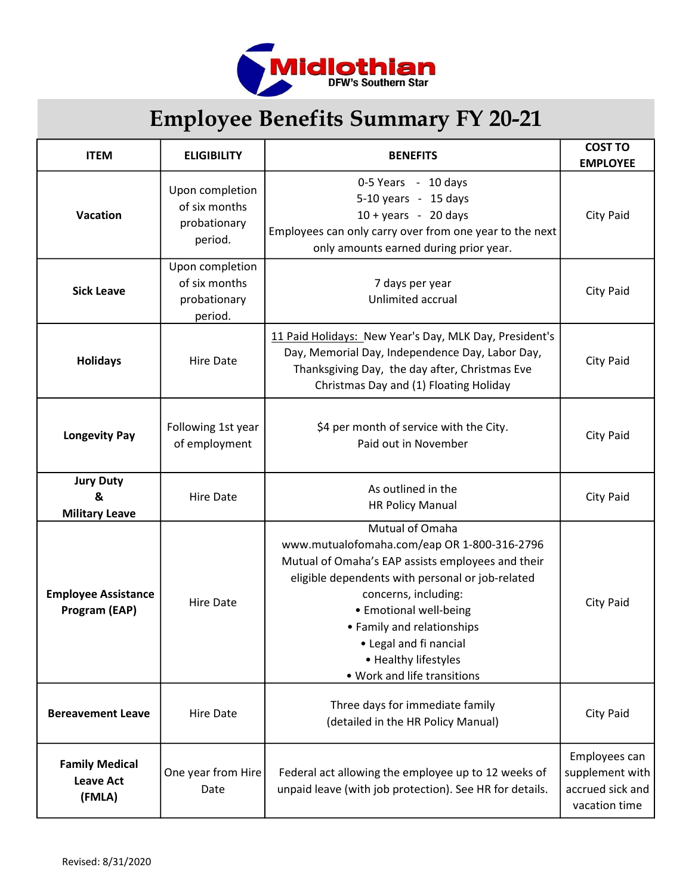# Employee Benefits Summary FY 20-21

| ITEM | ELIGIBILITY | BENEFITS | COST TO EMPLOYEE |
|---|---|---|---|
| **Vacation** | Upon completion of six months probationary period. | 0-5 Years - 10 days<br>5-10 years - 15 days<br>10 + years - 20 days<br>Employees can only carry over from one year to the next only amounts earned during prior year. | City Paid |
| **Sick Leave** | Upon completion of six months probationary period. | 7 days per year<br>Unlimited accrual | City Paid |
| **Holidays** | Hire Date | 11 Paid Holidays: New Year's Day, MLK Day, President's Day, Memorial Day, Independence Day, Labor Day, Thanksgiving Day, the day after, Christmas Eve Christmas Day and (1) Floating Holiday | City Paid |
| **Longevity Pay** | Following 1st year of employment | $4 per month of service with the City.<br>Paid out in November | City Paid |
| **Jury Duty & Military Leave** | Hire Date | As outlined in the HR Policy Manual | City Paid |
| **Employee Assistance Program (EAP)** | Hire Date | Mutual of Omaha<br>www.mutualofomaha.com/eap OR 1-800-316-2796<br>Mutual of Omaha's EAP assists employees and their eligible dependents with personal or job-related concerns, including:<br>• Emotional well-being<br>• Family and relationships<br>• Legal and fi nancial<br>• Healthy lifestyles<br>• Work and life transitions | City Paid |
| **Bereavement Leave** | Hire Date | Three days for immediate family<br>(detailed in the HR Policy Manual) | City Paid |
| **Family Medical Leave Act (FMLA)** | One year from Hire Date | Federal act allowing the employee up to 12 weeks of unpaid leave (with job protection). See HR for details. | Employees can supplement with accrued sick and vacation time |

Revised: 8/31/2020